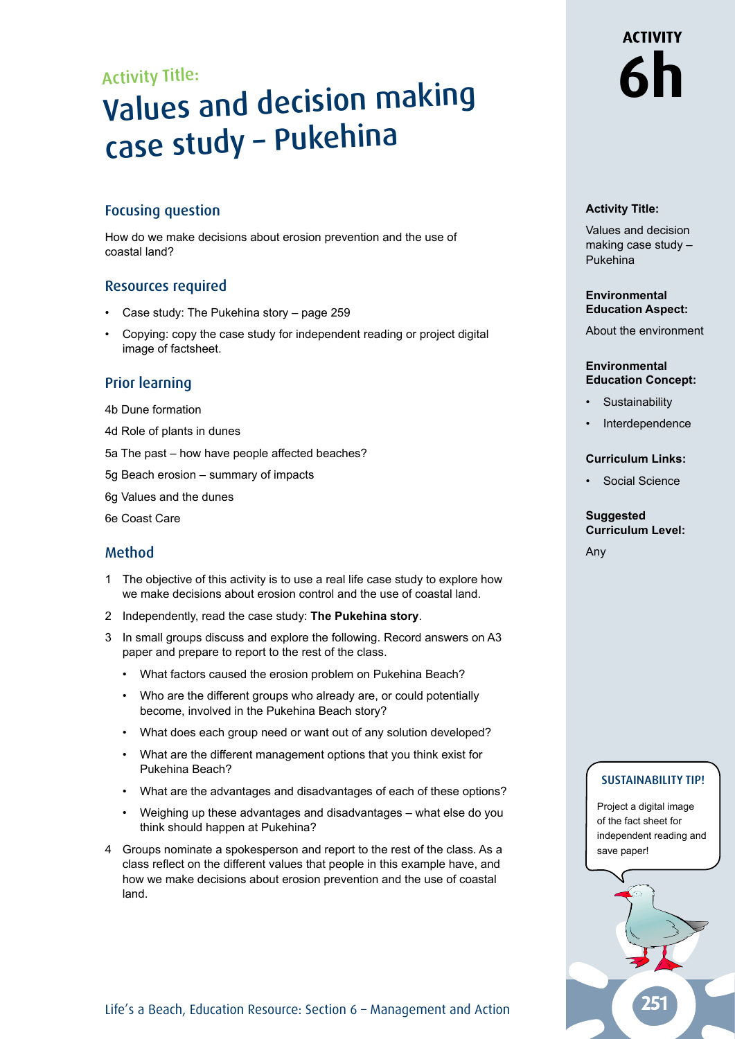Activity Title:

# Values and decision making case study – Pukehina

## Focusing question

How do we make decisions about erosion prevention and the use of coastal land?

## Resources required

- Case study: The Pukehina story – page 259
- Copying: copy the case study for independent reading or project digital image of factsheet.

## Prior learning

4b Dune formation

4d Role of plants in dunes

5a The past – how have people affected beaches?

5g Beach erosion – summary of impacts

6g Values and the dunes

6e Coast Care

## Method

1. The objective of this activity is to use a real life case study to explore how we make decisions about erosion control and the use of coastal land.
2. Independently, read the case study: **The Pukehina story**.
3. In small groups discuss and explore the following. Record answers on A3 paper and prepare to report to the rest of the class.
   - What factors caused the erosion problem on Pukehina Beach?
   - Who are the different groups who already are, or could potentially become, involved in the Pukehina Beach story?
   - What does each group need or want out of any solution developed?
   - What are the different management options that you think exist for Pukehina Beach?
   - What are the advantages and disadvantages of each of these options?
   - Weighing up these advantages and disadvantages – what else do you think should happen at Pukehina?
4. Groups nominate a spokesperson and report to the rest of the class. As a class reflect on the different values that people in this example have, and how we make decisions about erosion prevention and the use of coastal land.

**ACTIVITY 6h**

**Activity Title:**

Values and decision making case study – Pukehina

**Environmental Education Aspect:**

About the environment

**Environmental Education Concept:**

- Sustainability
- Interdependence

**Curriculum Links:**

- Social Science

**Suggested Curriculum Level:**

Any

**SUSTAINABILITY TIP!**

Project a digital image of the fact sheet for independent reading and save paper!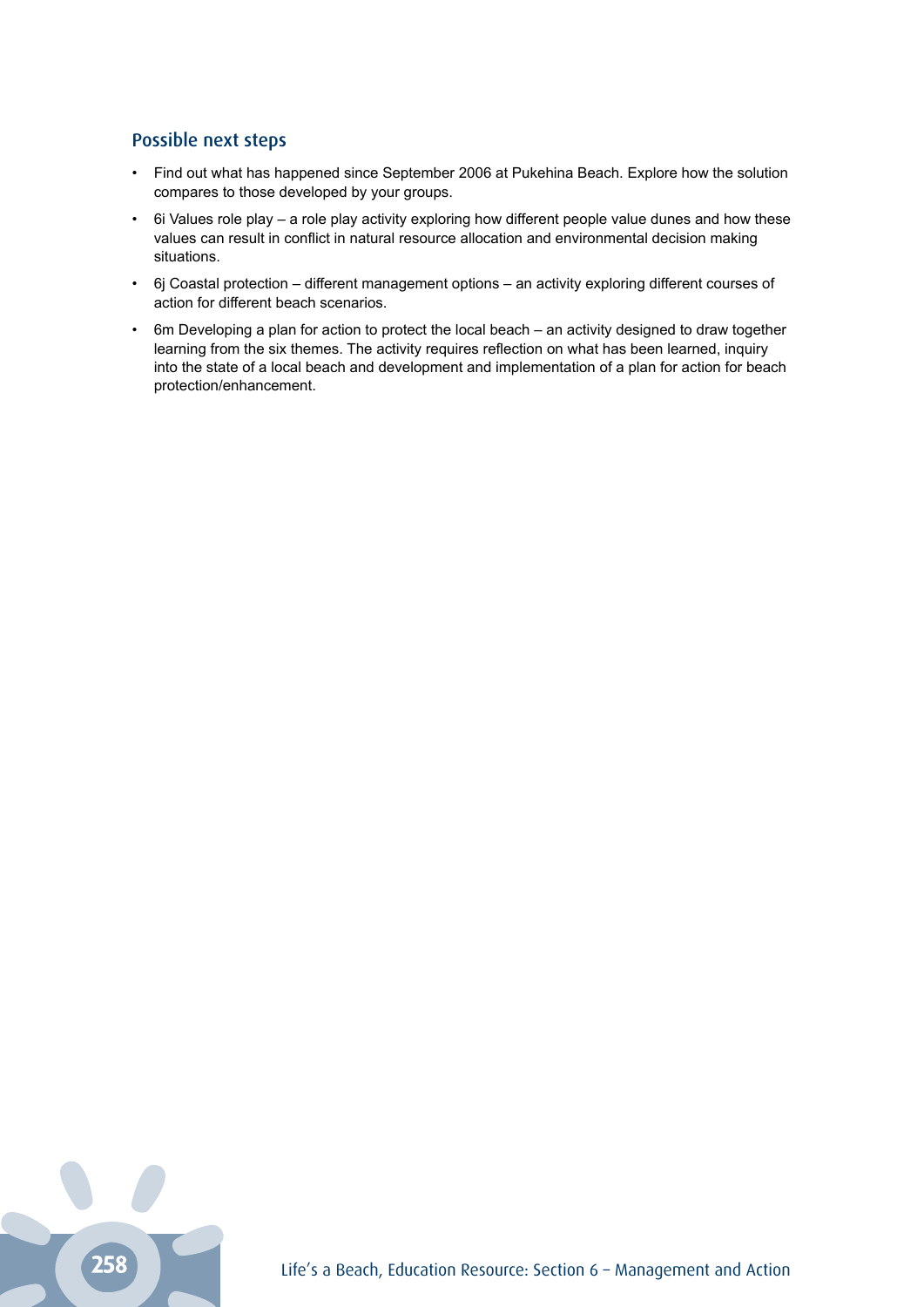## Possible next steps

- Find out what has happened since September 2006 at Pukehina Beach. Explore how the solution compares to those developed by your groups.
- 6i Values role play – a role play activity exploring how different people value dunes and how these values can result in conflict in natural resource allocation and environmental decision making situations.
- 6j Coastal protection – different management options – an activity exploring different courses of action for different beach scenarios.
- 6m Developing a plan for action to protect the local beach – an activity designed to draw together learning from the six themes. The activity requires reflection on what has been learned, inquiry into the state of a local beach and development and implementation of a plan for action for beach protection/enhancement.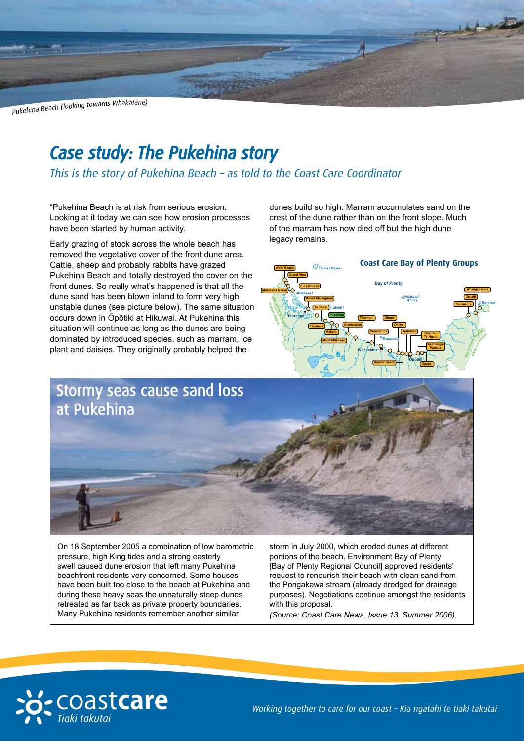*Pukehina Beach (looking towards Whakatāne)*

# Case study: The Pukehina story

*This is the story of Pukehina Beach – as told to the Coast Care Coordinator*

"Pukehina Beach is at risk from serious erosion. Looking at it today we can see how erosion processes have been started by human activity.

Early grazing of stock across the whole beach has removed the vegetative cover of the front dune area. Cattle, sheep and probably rabbits have grazed Pukehina Beach and totally destroyed the cover on the front dunes. So really what's happened is that all the dune sand has been blown inland to form very high unstable dunes (see picture below). The same situation occurs down in Ōpōtiki at Hikuwai. At Pukehina this situation will continue as long as the dunes are being dominated by introduced species, such as marram, ice plant and daisies. They originally probably helped the dunes build so high. Marram accumulates sand on the crest of the dune rather than on the front slope. Much of the marram has now died off but the high dune legacy remains.

**Coast Care Bay of Plenty Groups**

## Stormy seas cause sand loss at Pukehina

On 18 September 2005 a combination of low barometric pressure, high King tides and a strong easterly swell caused dune erosion that left many Pukehina beachfront residents very concerned. Some houses have been built too close to the beach at Pukehina and during these heavy seas the unnaturally steep dunes retreated as far back as private property boundaries. Many Pukehina residents remember another similar storm in July 2000, which eroded dunes at different portions of the beach. Environment Bay of Plenty [Bay of Plenty Regional Council] approved residents' request to renourish their beach with clean sand from the Pongakawa stream (already dredged for drainage purposes). Negotiations continue amongst the residents with this proposal.

*(Source: Coast Care News, Issue 13, Summer 2006).*

coast**care** *Tiaki takutai*

*Working together to care for our coast – Kia ngatahi te tiaki takutai*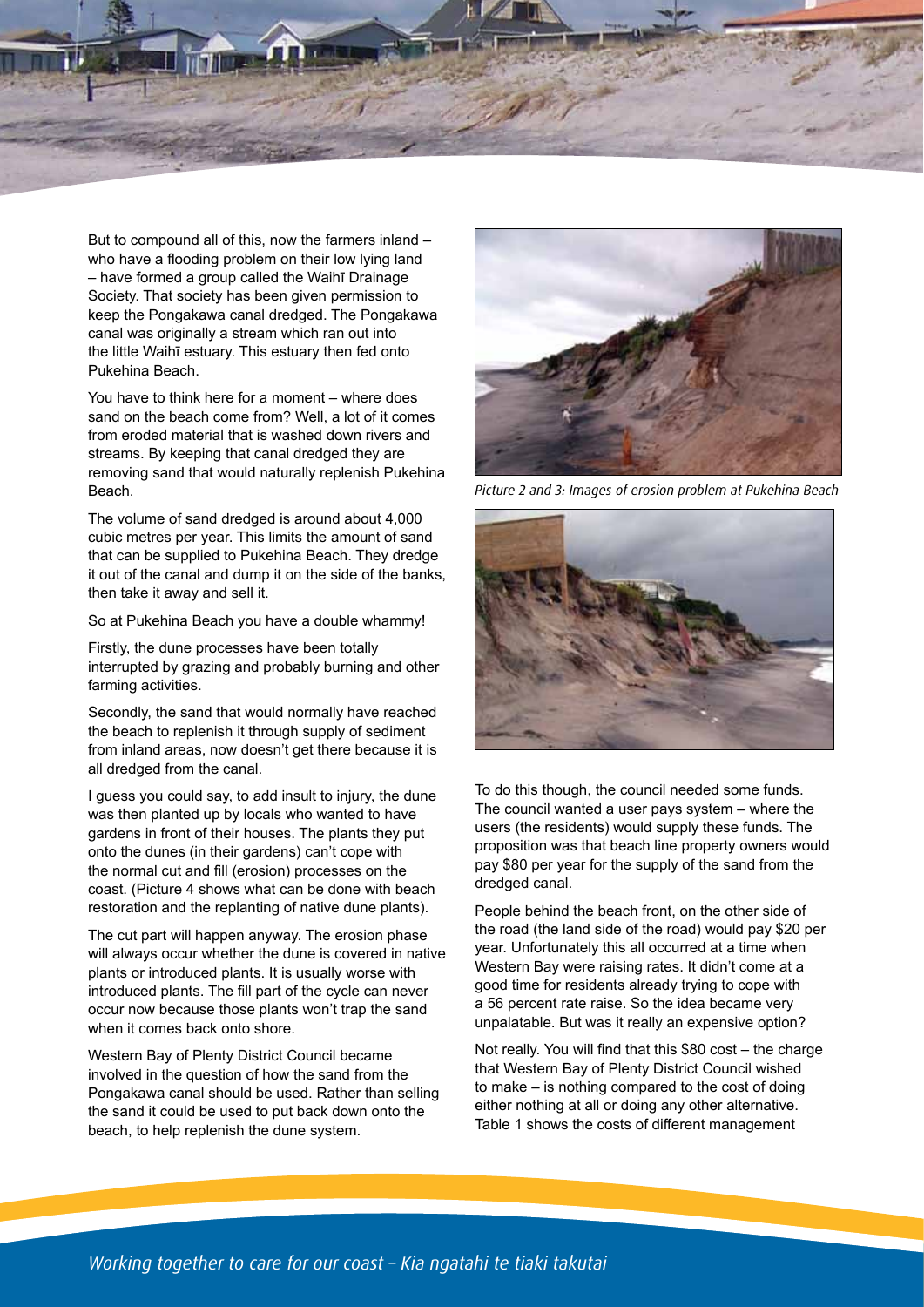But to compound all of this, now the farmers inland – who have a flooding problem on their low lying land – have formed a group called the Waihī Drainage Society. That society has been given permission to keep the Pongakawa canal dredged. The Pongakawa canal was originally a stream which ran out into the little Waihī estuary. This estuary then fed onto Pukehina Beach.

You have to think here for a moment – where does sand on the beach come from? Well, a lot of it comes from eroded material that is washed down rivers and streams. By keeping that canal dredged they are removing sand that would naturally replenish Pukehina Beach.

The volume of sand dredged is around about 4,000 cubic metres per year. This limits the amount of sand that can be supplied to Pukehina Beach. They dredge it out of the canal and dump it on the side of the banks, then take it away and sell it.

So at Pukehina Beach you have a double whammy!

Firstly, the dune processes have been totally interrupted by grazing and probably burning and other farming activities.

Secondly, the sand that would normally have reached the beach to replenish it through supply of sediment from inland areas, now doesn't get there because it is all dredged from the canal.

I guess you could say, to add insult to injury, the dune was then planted up by locals who wanted to have gardens in front of their houses. The plants they put onto the dunes (in their gardens) can't cope with the normal cut and fill (erosion) processes on the coast. (Picture 4 shows what can be done with beach restoration and the replanting of native dune plants).

The cut part will happen anyway. The erosion phase will always occur whether the dune is covered in native plants or introduced plants. It is usually worse with introduced plants. The fill part of the cycle can never occur now because those plants won't trap the sand when it comes back onto shore.

Western Bay of Plenty District Council became involved in the question of how the sand from the Pongakawa canal should be used. Rather than selling the sand it could be used to put back down onto the beach, to help replenish the dune system.

*Picture 2 and 3: Images of erosion problem at Pukehina Beach*

To do this though, the council needed some funds. The council wanted a user pays system – where the users (the residents) would supply these funds. The proposition was that beach line property owners would pay $80 per year for the supply of the sand from the dredged canal.

People behind the beach front, on the other side of the road (the land side of the road) would pay $20 per year. Unfortunately this all occurred at a time when Western Bay were raising rates. It didn't come at a good time for residents already trying to cope with a 56 percent rate raise. So the idea became very unpalatable. But was it really an expensive option?

Not really. You will find that this $80 cost – the charge that Western Bay of Plenty District Council wished to make – is nothing compared to the cost of doing either nothing at all or doing any other alternative. Table 1 shows the costs of different management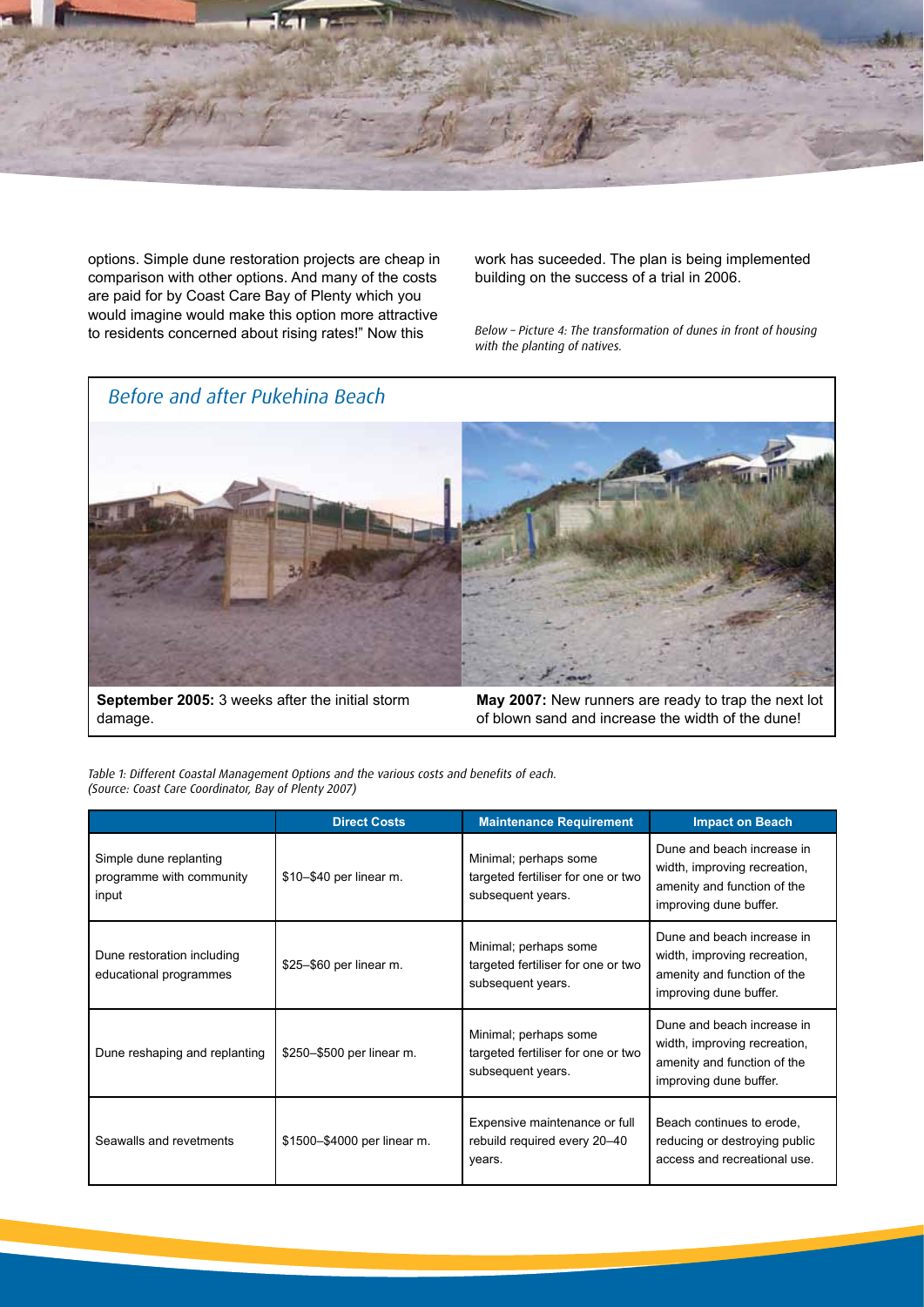options. Simple dune restoration projects are cheap in comparison with other options. And many of the costs are paid for by Coast Care Bay of Plenty which you would imagine would make this option more attractive to residents concerned about rising rates!" Now this work has suceeded. The plan is being implemented building on the success of a trial in 2006.

*Below – Picture 4: The transformation of dunes in front of housing with the planting of natives.*

*Before and after Pukehina Beach*

**September 2005:** 3 weeks after the initial storm damage.

**May 2007:** New runners are ready to trap the next lot of blown sand and increase the width of the dune!

*Table 1: Different Coastal Management Options and the various costs and benefits of each. (Source: Coast Care Coordinator, Bay of Plenty 2007)*

| | Direct Costs | Maintenance Requirement | Impact on Beach |
|---|---|---|---|
| Simple dune replanting programme with community input | \$10–\$40 per linear m. | Minimal; perhaps some targeted fertiliser for one or two subsequent years. | Dune and beach increase in width, improving recreation, amenity and function of the improving dune buffer. |
| Dune restoration including educational programmes | \$25–\$60 per linear m. | Minimal; perhaps some targeted fertiliser for one or two subsequent years. | Dune and beach increase in width, improving recreation, amenity and function of the improving dune buffer. |
| Dune reshaping and replanting | \$250–\$500 per linear m. | Minimal; perhaps some targeted fertiliser for one or two subsequent years. | Dune and beach increase in width, improving recreation, amenity and function of the improving dune buffer. |
| Seawalls and revetments | \$1500–\$4000 per linear m. | Expensive maintenance or full rebuild required every 20–40 years. | Beach continues to erode, reducing or destroying public access and recreational use. |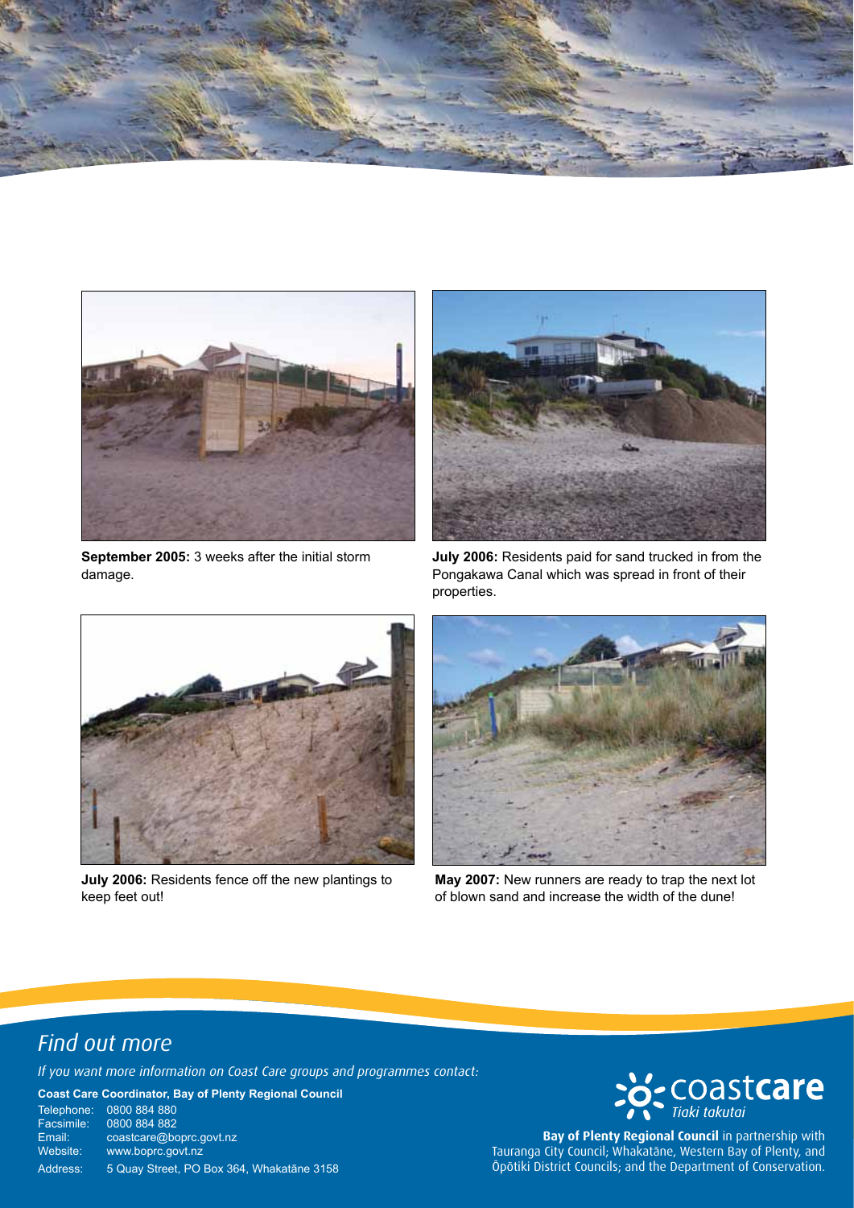**September 2005:** 3 weeks after the initial storm damage.

**July 2006:** Residents paid for sand trucked in from the Pongakawa Canal which was spread in front of their properties.

**July 2006:** Residents fence off the new plantings to keep feet out!

**May 2007:** New runners are ready to trap the next lot of blown sand and increase the width of the dune!

## Find out more

*If you want more information on Coast Care groups and programmes contact:*

**Coast Care Coordinator, Bay of Plenty Regional Council**

Telephone: 0800 884 880
Facsimile: 0800 884 882
Email: coastcare@boprc.govt.nz
Website: www.boprc.govt.nz
Address: 5 Quay Street, PO Box 364, Whakatāne 3158

coast**care**
*Tiaki takutai*

**Bay of Plenty Regional Council** in partnership with Tauranga City Council; Whakatāne, Western Bay of Plenty, and Ōpōtiki District Councils; and the Department of Conservation.